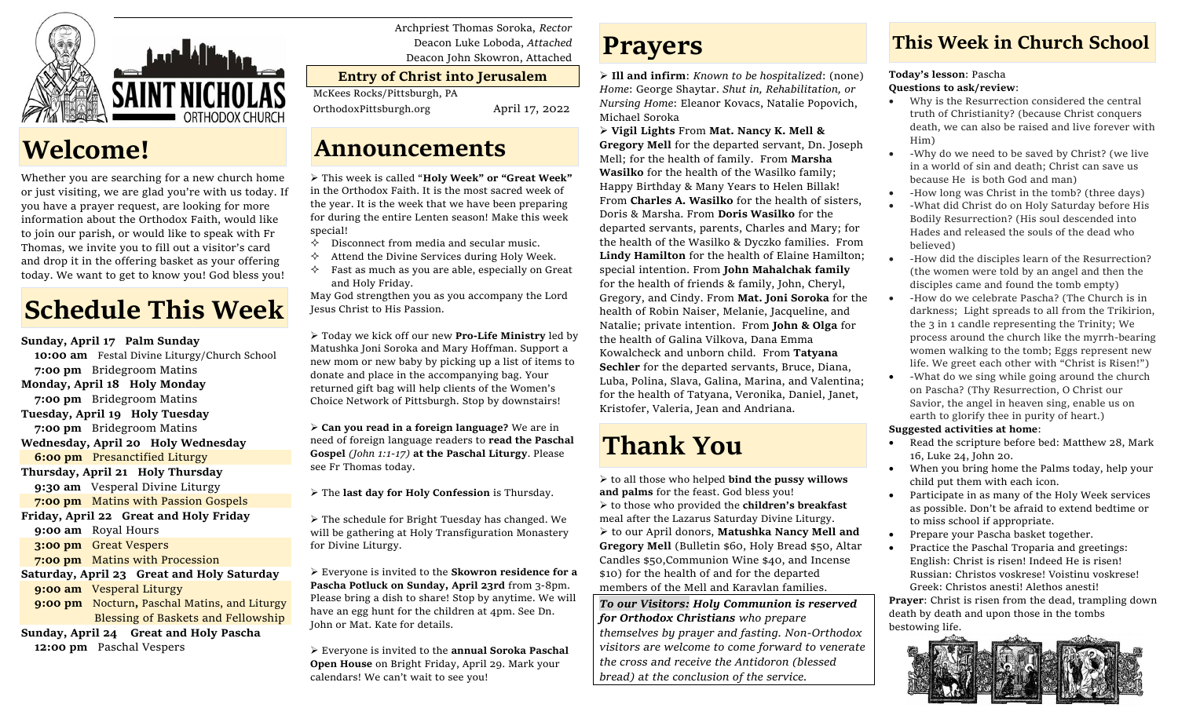SAINT NICHOLAS ORTHODOX CHURCH

Archpriest Thomas Soroka, *Rector*
Deacon Luke Loboda, *Attached*
Deacon John Skowron, Attached

**Entry of Christ into Jerusalem**

McKees Rocks/Pittsburgh, PA
OrthodoxPittsburgh.org
April 17, 2022

# Welcome!

Whether you are searching for a new church home or just visiting, we are glad you're with us today. If you have a prayer request, are looking for more information about the Orthodox Faith, would like to join our parish, or would like to speak with Fr Thomas, we invite you to fill out a visitor's card and drop it in the offering basket as your offering today. We want to get to know you! God bless you!

# Schedule This Week

**Sunday, April 17 Palm Sunday**
**10:00 am** Festal Divine Liturgy/Church School
**7:00 pm** Bridegroom Matins
**Monday, April 18 Holy Monday**
**7:00 pm** Bridegroom Matins
**Tuesday, April 19 Holy Tuesday**
**7:00 pm** Bridegroom Matins
**Wednesday, April 20 Holy Wednesday**
**6:00 pm** Presanctified Liturgy
**Thursday, April 21 Holy Thursday**
**9:30 am** Vesperal Divine Liturgy
**7:00 pm** Matins with Passion Gospels
**Friday, April 22 Great and Holy Friday**
**9:00 am** Royal Hours
**3:00 pm** Great Vespers
**7:00 pm** Matins with Procession
**Saturday, April 23 Great and Holy Saturday**
**9:00 am** Vesperal Liturgy
**9:00 pm** Nocturn**,** Paschal Matins, and Liturgy
Blessing of Baskets and Fellowship
**Sunday, April 24 Great and Holy Pascha**
**12:00 pm** Paschal Vespers

# Announcements

➢ This week is called "**Holy Week" or "Great Week"** in the Orthodox Faith. It is the most sacred week of the year. It is the week that we have been preparing for during the entire Lenten season! Make this week special!

- Disconnect from media and secular music.
- Attend the Divine Services during Holy Week.
- Fast as much as you are able, especially on Great and Holy Friday.

May God strengthen you as you accompany the Lord Jesus Christ to His Passion.

➢ Today we kick off our new **Pro-Life Ministry** led by Matushka Joni Soroka and Mary Hoffman. Support a new mom or new baby by picking up a list of items to donate and place in the accompanying bag. Your returned gift bag will help clients of the Women's Choice Network of Pittsburgh. Stop by downstairs!

➢ **Can you read in a foreign language?** We are in need of foreign language readers to **read the Paschal Gospel** *(John 1:1-17)* **at the Paschal Liturgy**. Please see Fr Thomas today.

➢ The **last day for Holy Confession** is Thursday.

➢ The schedule for Bright Tuesday has changed. We will be gathering at Holy Transfiguration Monastery for Divine Liturgy.

➢ Everyone is invited to the **Skowron residence for a Pascha Potluck on Sunday, April 23rd** from 3-8pm. Please bring a dish to share! Stop by anytime. We will have an egg hunt for the children at 4pm. See Dn. John or Mat. Kate for details.

➢ Everyone is invited to the **annual Soroka Paschal Open House** on Bright Friday, April 29. Mark your calendars! We can't wait to see you!

# Prayers

➢ **Ill and infirm**: *Known to be hospitalized*: (none) *Home*: George Shaytar. *Shut in, Rehabilitation, or Nursing Home*: Eleanor Kovacs, Natalie Popovich, Michael Soroka

➢ **Vigil Lights** From **Mat. Nancy K. Mell & Gregory Mell** for the departed servant, Dn. Joseph Mell; for the health of family. From **Marsha Wasilko** for the health of the Wasilko family; Happy Birthday & Many Years to Helen Billak! From **Charles A. Wasilko** for the health of sisters, Doris & Marsha. From **Doris Wasilko** for the departed servants, parents, Charles and Mary; for the health of the Wasilko & Dyczko families. From **Lindy Hamilton** for the health of Elaine Hamilton; special intention. From **John Mahalchak family** for the health of friends & family, John, Cheryl, Gregory, and Cindy. From **Mat. Joni Soroka** for the health of Robin Naiser, Melanie, Jacqueline, and Natalie; private intention. From **John & Olga** for the health of Galina Vilkova, Dana Emma Kowalcheck and unborn child. From **Tatyana Sechler** for the departed servants, Bruce, Diana, Luba, Polina, Slava, Galina, Marina, and Valentina; for the health of Tatyana, Veronika, Daniel, Janet, Kristofer, Valeria, Jean and Andriana.

# Thank You

➢ to all those who helped **bind the pussy willows and palms** for the feast. God bless you!
➢ to those who provided the **children's breakfast** meal after the Lazarus Saturday Divine Liturgy.
➢ to our April donors, **Matushka Nancy Mell and Gregory Mell** (Bulletin $60, Holy Bread $50, Altar Candles $50,Communion Wine $40, and Incense $10) for the health of and for the departed members of the Mell and Karavlan families.

***To our Visitors: Holy Communion is reserved for Orthodox Christians*** *who prepare themselves by prayer and fasting. Non-Orthodox visitors are welcome to come forward to venerate the cross and receive the Antidoron (blessed bread) at the conclusion of the service.*

# This Week in Church School

**Today's lesson**: Pascha
**Questions to ask/review**:

- Why is the Resurrection considered the central truth of Christianity? (because Christ conquers death, we can also be raised and live forever with Him)
- -Why do we need to be saved by Christ? (we live in a world of sin and death; Christ can save us because He is both God and man)
- -How long was Christ in the tomb? (three days)
- -What did Christ do on Holy Saturday before His Bodily Resurrection? (His soul descended into Hades and released the souls of the dead who believed)
- -How did the disciples learn of the Resurrection? (the women were told by an angel and then the disciples came and found the tomb empty)
- -How do we celebrate Pascha? (The Church is in darkness; Light spreads to all from the Trikirion, the 3 in 1 candle representing the Trinity; We process around the church like the myrrh-bearing women walking to the tomb; Eggs represent new life. We greet each other with "Christ is Risen!")
- -What do we sing while going around the church on Pascha? (Thy Resurrection, O Christ our Savior, the angel in heaven sing, enable us on earth to glorify thee in purity of heart.)

**Suggested activities at home**:

- Read the scripture before bed: Matthew 28, Mark 16, Luke 24, John 20.
- When you bring home the Palms today, help your child put them with each icon.
- Participate in as many of the Holy Week services as possible. Don't be afraid to extend bedtime or to miss school if appropriate.
- Prepare your Pascha basket together.
- Practice the Paschal Troparia and greetings: English: Christ is risen! Indeed He is risen! Russian: Christos voskrese! Voistinu voskrese! Greek: Christos anesti! Alethos anesti!

**Prayer**: Christ is risen from the dead, trampling down death by death and upon those in the tombs bestowing life.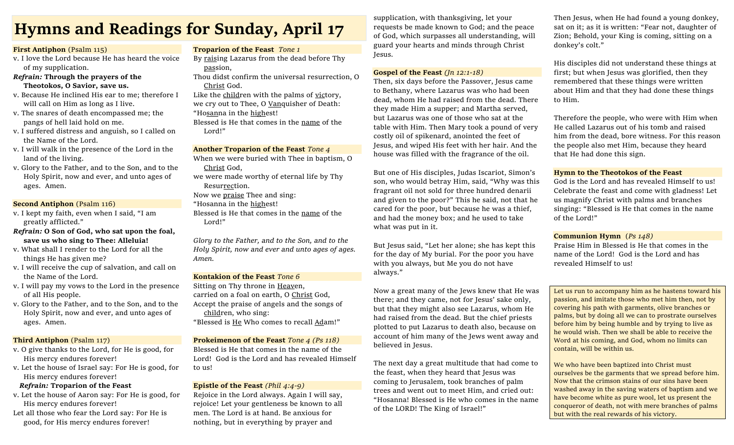# Hymns and Readings for Sunday, April 17

**First Antiphon** (Psalm 115)

v. I love the Lord because He has heard the voice of my supplication.

*Refrain:* **Through the prayers of the Theotokos, O Savior, save us.**

v. Because He inclined His ear to me; therefore I will call on Him as long as I live.

v. The snares of death encompassed me; the pangs of hell laid hold on me.

v. I suffered distress and anguish, so I called on the Name of the Lord.

v. I will walk in the presence of the Lord in the land of the living.

v. Glory to the Father, and to the Son, and to the Holy Spirit, now and ever, and unto ages of ages. Amen.

**Second Antiphon** (Psalm 116)

v. I kept my faith, even when I said, "I am greatly afflicted."

*Refrain:* **O Son of God, who sat upon the foal, save us who sing to Thee: Alleluia!**

v. What shall I render to the Lord for all the things He has given me?

v. I will receive the cup of salvation, and call on the Name of the Lord.

v. I will pay my vows to the Lord in the presence of all His people.

v. Glory to the Father, and to the Son, and to the Holy Spirit, now and ever, and unto ages of ages. Amen.

**Third Antiphon** (Psalm 117)

v. O give thanks to the Lord, for He is good, for His mercy endures forever!

v. Let the house of Israel say: For He is good, for His mercy endures forever!

*Refrain:* **Troparion of the Feast**

v. Let the house of Aaron say: For He is good, for His mercy endures forever!

Let all those who fear the Lord say: For He is good, for His mercy endures forever!

**Troparion of the Feast** *Tone 1*

By raising Lazarus from the dead before Thy passion,
Thou didst confirm the universal resurrection, O Christ God.
Like the children with the palms of victory,
we cry out to Thee, O Vanquisher of Death:
"Hosanna in the highest!
Blessed is He that comes in the name of the Lord!"

**Another Troparion of the Feast** *Tone 4*

When we were buried with Thee in baptism, O Christ God,
we were made worthy of eternal life by Thy Resurrection.
Now we praise Thee and sing:
"Hosanna in the highest!
Blessed is He that comes in the name of the Lord!"

*Glory to the Father, and to the Son, and to the Holy Spirit, now and ever and unto ages of ages. Amen.*

**Kontakion of the Feast** *Tone 6*

Sitting on Thy throne in Heaven,
carried on a foal on earth, O Christ God,
Accept the praise of angels and the songs of children, who sing:
"Blessed is He Who comes to recall Adam!"

**Prokeimenon of the Feast** *Tone 4 (Ps 118)*

Blessed is He that comes in the name of the Lord! God is the Lord and has revealed Himself to us!

**Epistle of the Feast** *(Phil 4:4-9)*

Rejoice in the Lord always. Again I will say, rejoice! Let your gentleness be known to all men. The Lord is at hand. Be anxious for nothing, but in everything by prayer and supplication, with thanksgiving, let your requests be made known to God; and the peace of God, which surpasses all understanding, will guard your hearts and minds through Christ Jesus.

**Gospel of the Feast** *(Jn 12:1-18)*

Then, six days before the Passover, Jesus came to Bethany, where Lazarus was who had been dead, whom He had raised from the dead. There they made Him a supper; and Martha served, but Lazarus was one of those who sat at the table with Him. Then Mary took a pound of very costly oil of spikenard, anointed the feet of Jesus, and wiped His feet with her hair. And the house was filled with the fragrance of the oil.

But one of His disciples, Judas Iscariot, Simon's son, who would betray Him, said, "Why was this fragrant oil not sold for three hundred denarii and given to the poor?" This he said, not that he cared for the poor, but because he was a thief, and had the money box; and he used to take what was put in it.

But Jesus said, "Let her alone; she has kept this for the day of My burial. For the poor you have with you always, but Me you do not have always."

Now a great many of the Jews knew that He was there; and they came, not for Jesus' sake only, but that they might also see Lazarus, whom He had raised from the dead. But the chief priests plotted to put Lazarus to death also, because on account of him many of the Jews went away and believed in Jesus.

The next day a great multitude that had come to the feast, when they heard that Jesus was coming to Jerusalem, took branches of palm trees and went out to meet Him, and cried out: "Hosanna! Blessed is He who comes in the name of the LORD! The King of Israel!"

Then Jesus, when He had found a young donkey, sat on it; as it is written: "Fear not, daughter of Zion; Behold, your King is coming, sitting on a donkey's colt."

His disciples did not understand these things at first; but when Jesus was glorified, then they remembered that these things were written about Him and that they had done these things to Him.

Therefore the people, who were with Him when He called Lazarus out of his tomb and raised him from the dead, bore witness. For this reason the people also met Him, because they heard that He had done this sign.

**Hymn to the Theotokos of the Feast**

God is the Lord and has revealed Himself to us! Celebrate the feast and come with gladness! Let us magnify Christ with palms and branches singing: "Blessed is He that comes in the name of the Lord!"

**Communion Hymn** *(Ps 148)*

Praise Him in Blessed is He that comes in the name of the Lord! God is the Lord and has revealed Himself to us!

Let us run to accompany him as he hastens toward his passion, and imitate those who met him then, not by covering his path with garments, olive branches or palms, but by doing all we can to prostrate ourselves before him by being humble and by trying to live as he would wish. Then we shall be able to receive the Word at his coming, and God, whom no limits can contain, will be within us.

We who have been baptized into Christ must ourselves be the garments that we spread before him. Now that the crimson stains of our sins have been washed away in the saving waters of baptism and we have become white as pure wool, let us present the conqueror of death, not with mere branches of palms but with the real rewards of his victory.